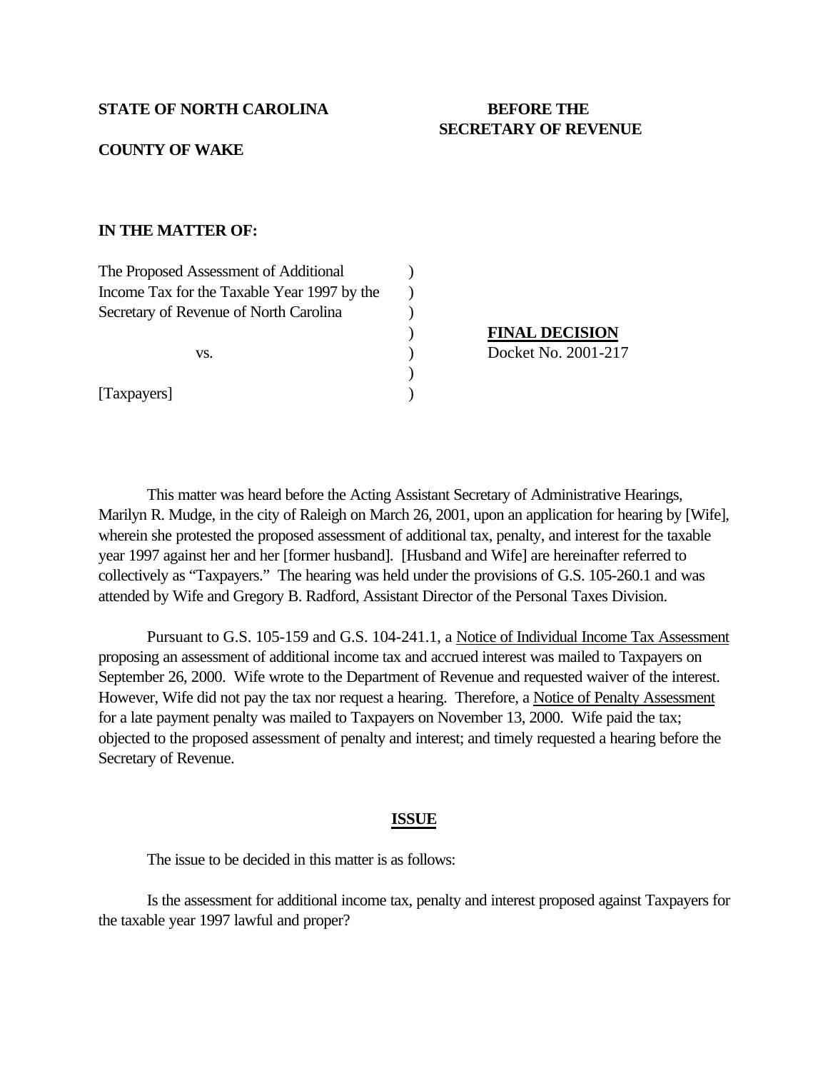**STATE OF NORTH CAROLINA**

**COUNTY OF WAKE**

**BEFORE THE SECRETARY OF REVENUE**

**IN THE MATTER OF:**

The Proposed Assessment of Additional Income Tax for the Taxable Year 1997 by the Secretary of Revenue of North Carolina

vs.

[Taxpayers]

**FINAL DECISION**
Docket No. 2001-217

This matter was heard before the Acting Assistant Secretary of Administrative Hearings, Marilyn R. Mudge, in the city of Raleigh on March 26, 2001, upon an application for hearing by [Wife], wherein she protested the proposed assessment of additional tax, penalty, and interest for the taxable year 1997 against her and her [former husband]. [Husband and Wife] are hereinafter referred to collectively as "Taxpayers." The hearing was held under the provisions of G.S. 105-260.1 and was attended by Wife and Gregory B. Radford, Assistant Director of the Personal Taxes Division.

Pursuant to G.S. 105-159 and G.S. 104-241.1, a Notice of Individual Income Tax Assessment proposing an assessment of additional income tax and accrued interest was mailed to Taxpayers on September 26, 2000. Wife wrote to the Department of Revenue and requested waiver of the interest. However, Wife did not pay the tax nor request a hearing. Therefore, a Notice of Penalty Assessment for a late payment penalty was mailed to Taxpayers on November 13, 2000. Wife paid the tax; objected to the proposed assessment of penalty and interest; and timely requested a hearing before the Secretary of Revenue.

## ISSUE

The issue to be decided in this matter is as follows:

Is the assessment for additional income tax, penalty and interest proposed against Taxpayers for the taxable year 1997 lawful and proper?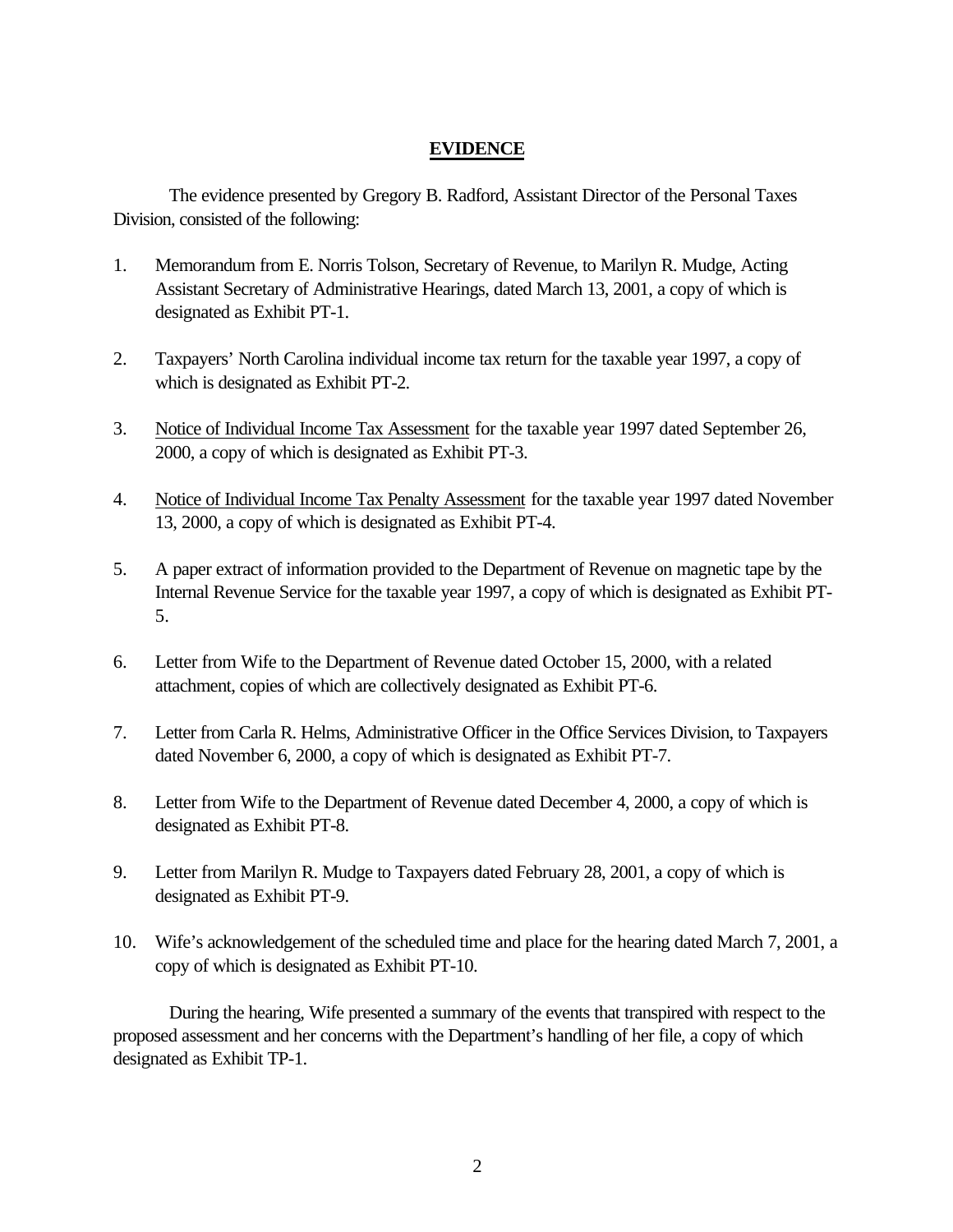## **EVIDENCE**

The evidence presented by Gregory B. Radford, Assistant Director of the Personal Taxes Division, consisted of the following:

1. Memorandum from E. Norris Tolson, Secretary of Revenue, to Marilyn R. Mudge, Acting Assistant Secretary of Administrative Hearings, dated March 13, 2001, a copy of which is designated as Exhibit PT-1.

2. Taxpayers' North Carolina individual income tax return for the taxable year 1997, a copy of which is designated as Exhibit PT-2.

3. Notice of Individual Income Tax Assessment for the taxable year 1997 dated September 26, 2000, a copy of which is designated as Exhibit PT-3.

4. Notice of Individual Income Tax Penalty Assessment for the taxable year 1997 dated November 13, 2000, a copy of which is designated as Exhibit PT-4.

5. A paper extract of information provided to the Department of Revenue on magnetic tape by the Internal Revenue Service for the taxable year 1997, a copy of which is designated as Exhibit PT-5.

6. Letter from Wife to the Department of Revenue dated October 15, 2000, with a related attachment, copies of which are collectively designated as Exhibit PT-6.

7. Letter from Carla R. Helms, Administrative Officer in the Office Services Division, to Taxpayers dated November 6, 2000, a copy of which is designated as Exhibit PT-7.

8. Letter from Wife to the Department of Revenue dated December 4, 2000, a copy of which is designated as Exhibit PT-8.

9. Letter from Marilyn R. Mudge to Taxpayers dated February 28, 2001, a copy of which is designated as Exhibit PT-9.

10. Wife's acknowledgement of the scheduled time and place for the hearing dated March 7, 2001, a copy of which is designated as Exhibit PT-10.

During the hearing, Wife presented a summary of the events that transpired with respect to the proposed assessment and her concerns with the Department's handling of her file, a copy of which designated as Exhibit TP-1.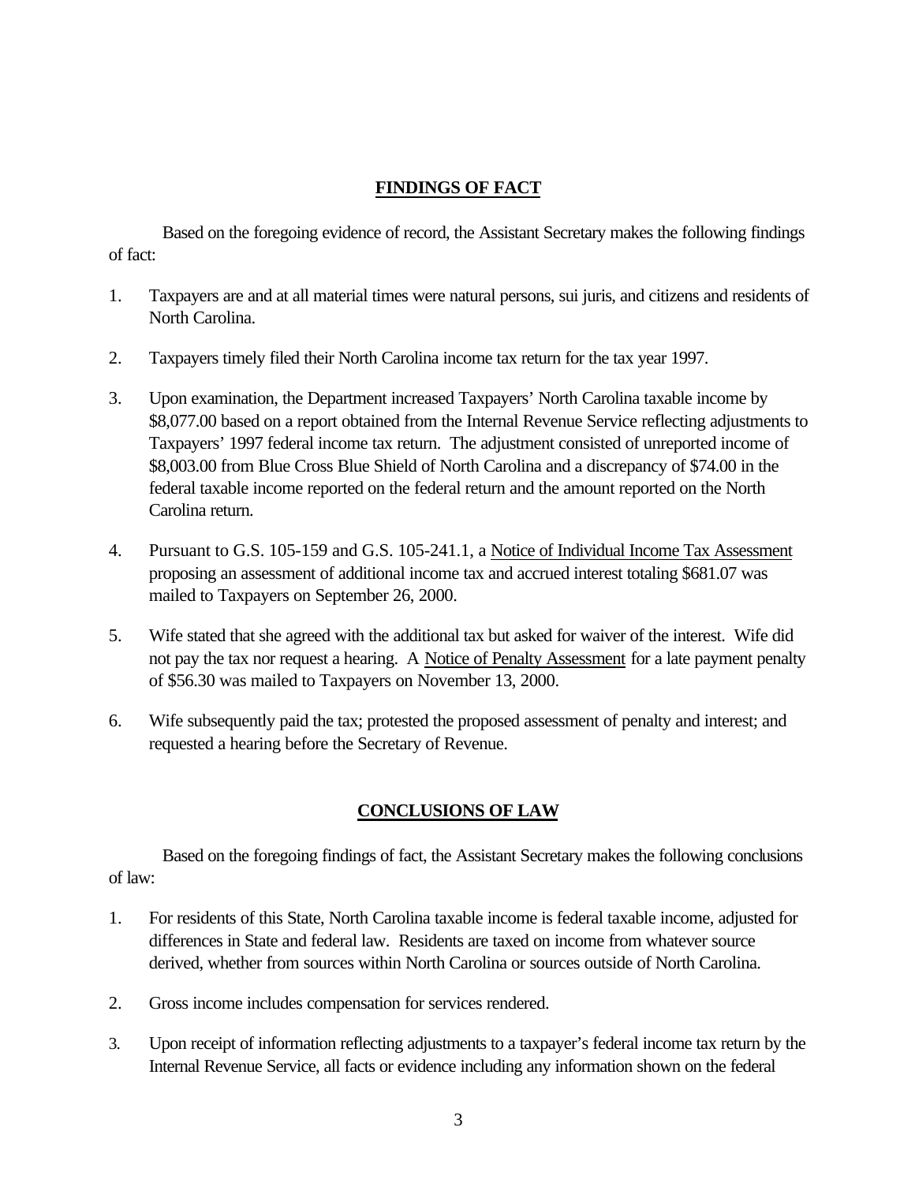## FINDINGS OF FACT

Based on the foregoing evidence of record, the Assistant Secretary makes the following findings of fact:

1. Taxpayers are and at all material times were natural persons, sui juris, and citizens and residents of North Carolina.

2. Taxpayers timely filed their North Carolina income tax return for the tax year 1997.

3. Upon examination, the Department increased Taxpayers' North Carolina taxable income by $8,077.00 based on a report obtained from the Internal Revenue Service reflecting adjustments to Taxpayers' 1997 federal income tax return. The adjustment consisted of unreported income of $8,003.00 from Blue Cross Blue Shield of North Carolina and a discrepancy of $74.00 in the federal taxable income reported on the federal return and the amount reported on the North Carolina return.

4. Pursuant to G.S. 105-159 and G.S. 105-241.1, a Notice of Individual Income Tax Assessment proposing an assessment of additional income tax and accrued interest totaling $681.07 was mailed to Taxpayers on September 26, 2000.

5. Wife stated that she agreed with the additional tax but asked for waiver of the interest. Wife did not pay the tax nor request a hearing. A Notice of Penalty Assessment for a late payment penalty of $56.30 was mailed to Taxpayers on November 13, 2000.

6. Wife subsequently paid the tax; protested the proposed assessment of penalty and interest; and requested a hearing before the Secretary of Revenue.

## CONCLUSIONS OF LAW

Based on the foregoing findings of fact, the Assistant Secretary makes the following conclusions of law:

1. For residents of this State, North Carolina taxable income is federal taxable income, adjusted for differences in State and federal law. Residents are taxed on income from whatever source derived, whether from sources within North Carolina or sources outside of North Carolina.

2. Gross income includes compensation for services rendered.

3. Upon receipt of information reflecting adjustments to a taxpayer's federal income tax return by the Internal Revenue Service, all facts or evidence including any information shown on the federal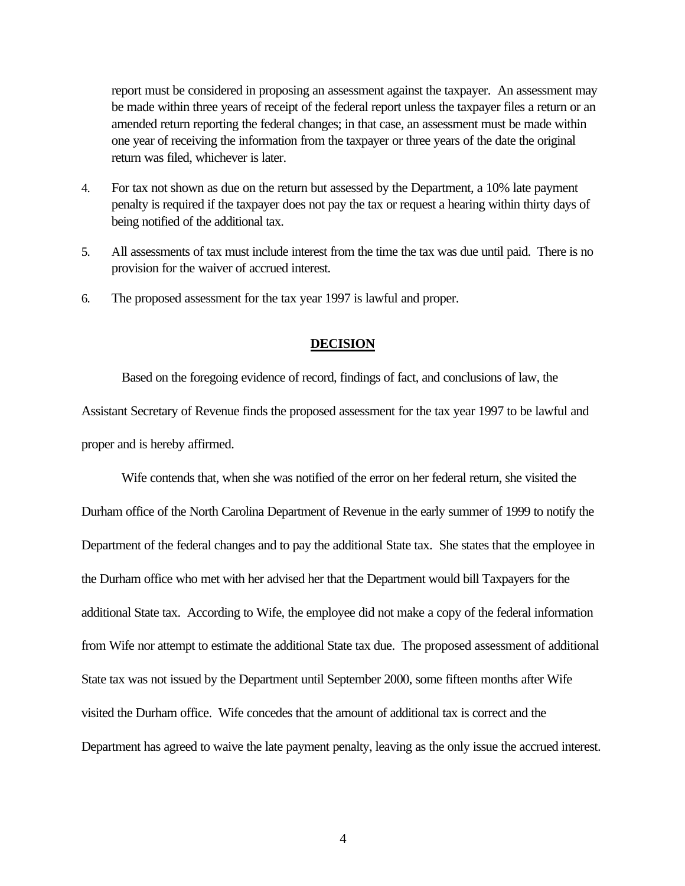report must be considered in proposing an assessment against the taxpayer. An assessment may be made within three years of receipt of the federal report unless the taxpayer files a return or an amended return reporting the federal changes; in that case, an assessment must be made within one year of receiving the information from the taxpayer or three years of the date the original return was filed, whichever is later.

4. For tax not shown as due on the return but assessed by the Department, a 10% late payment penalty is required if the taxpayer does not pay the tax or request a hearing within thirty days of being notified of the additional tax.

5. All assessments of tax must include interest from the time the tax was due until paid. There is no provision for the waiver of accrued interest.

6. The proposed assessment for the tax year 1997 is lawful and proper.

## DECISION

Based on the foregoing evidence of record, findings of fact, and conclusions of law, the Assistant Secretary of Revenue finds the proposed assessment for the tax year 1997 to be lawful and proper and is hereby affirmed.

Wife contends that, when she was notified of the error on her federal return, she visited the Durham office of the North Carolina Department of Revenue in the early summer of 1999 to notify the Department of the federal changes and to pay the additional State tax. She states that the employee in the Durham office who met with her advised her that the Department would bill Taxpayers for the additional State tax. According to Wife, the employee did not make a copy of the federal information from Wife nor attempt to estimate the additional State tax due. The proposed assessment of additional State tax was not issued by the Department until September 2000, some fifteen months after Wife visited the Durham office. Wife concedes that the amount of additional tax is correct and the Department has agreed to waive the late payment penalty, leaving as the only issue the accrued interest.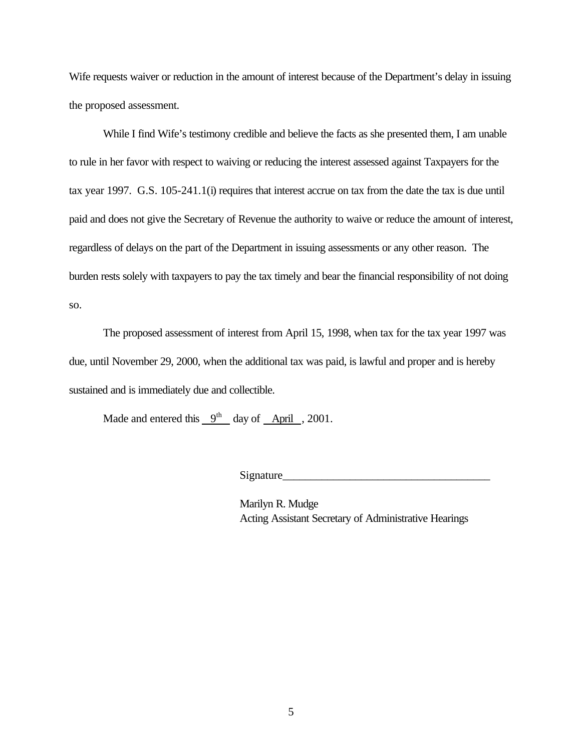Wife requests waiver or reduction in the amount of interest because of the Department's delay in issuing the proposed assessment.

While I find Wife's testimony credible and believe the facts as she presented them, I am unable to rule in her favor with respect to waiving or reducing the interest assessed against Taxpayers for the tax year 1997. G.S. 105-241.1(i) requires that interest accrue on tax from the date the tax is due until paid and does not give the Secretary of Revenue the authority to waive or reduce the amount of interest, regardless of delays on the part of the Department in issuing assessments or any other reason. The burden rests solely with taxpayers to pay the tax timely and bear the financial responsibility of not doing so.

The proposed assessment of interest from April 15, 1998, when tax for the tax year 1997 was due, until November 29, 2000, when the additional tax was paid, is lawful and proper and is hereby sustained and is immediately due and collectible.

Made and entered this 9th day of April, 2001.

Signature_____________________________________

Marilyn R. Mudge
Acting Assistant Secretary of Administrative Hearings